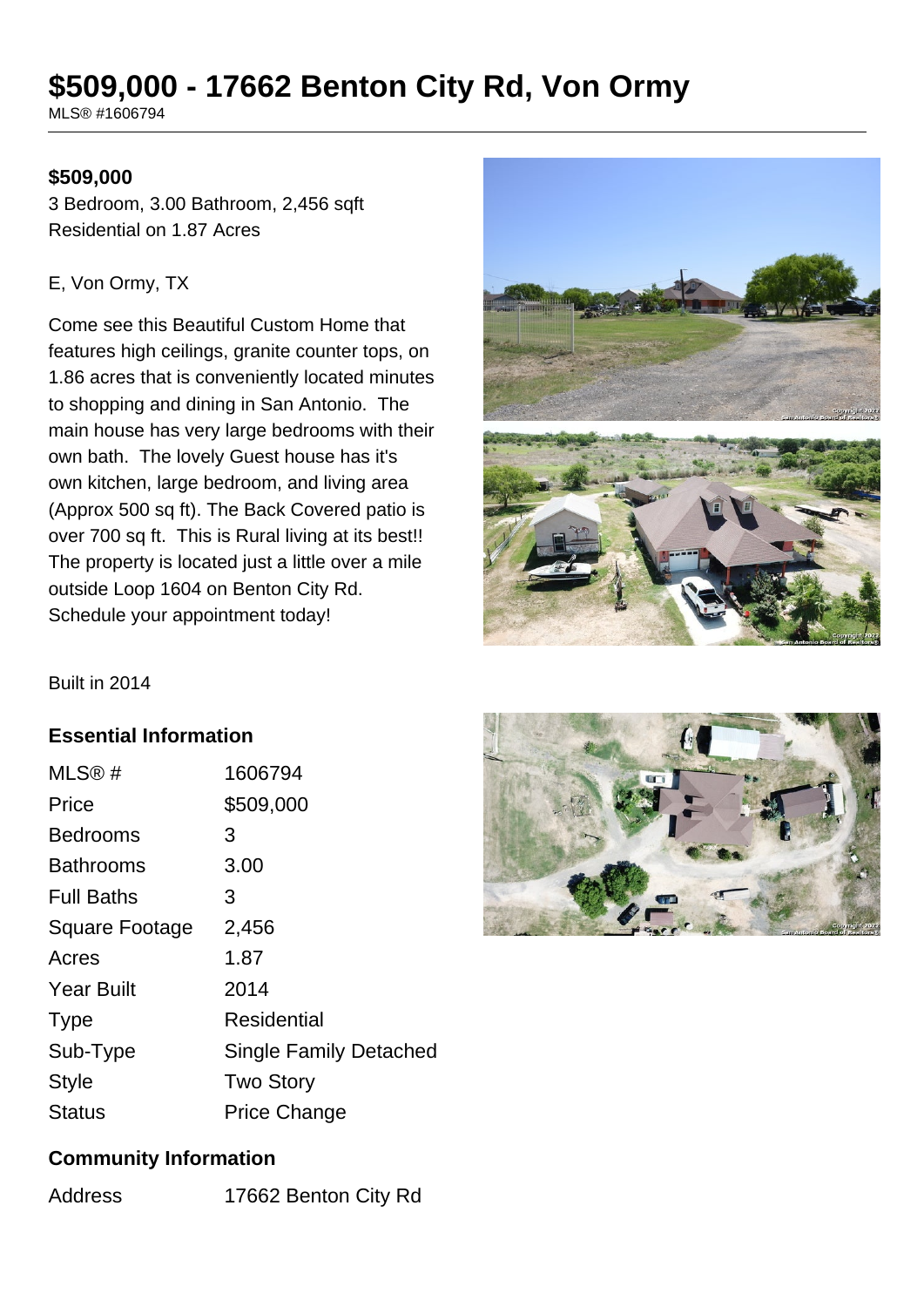# $509,000 - 17662 Benton City Rd, Von Ormy

MLS® #1606794

**$509,000**

3 Bedroom, 3.00 Bathroom, 2,456 sqft
Residential on 1.87 Acres

E, Von Ormy, TX

Come see this Beautiful Custom Home that features high ceilings, granite counter tops, on 1.86 acres that is conveniently located minutes to shopping and dining in San Antonio. The main house has very large bedrooms with their own bath. The lovely Guest house has it's own kitchen, large bedroom, and living area (Approx 500 sq ft). The Back Covered patio is over 700 sq ft. This is Rural living at its best!! The property is located just a little over a mile outside Loop 1604 on Benton City Rd. Schedule your appointment today!

Built in 2014

## Essential Information

| | |
|---|---|
| MLS® # | 1606794 |
| Price | $509,000 |
| Bedrooms | 3 |
| Bathrooms | 3.00 |
| Full Baths | 3 |
| Square Footage | 2,456 |
| Acres | 1.87 |
| Year Built | 2014 |
| Type | Residential |
| Sub-Type | Single Family Detached |
| Style | Two Story |
| Status | Price Change |

## Community Information

| | |
|---|---|
| Address | 17662 Benton City Rd |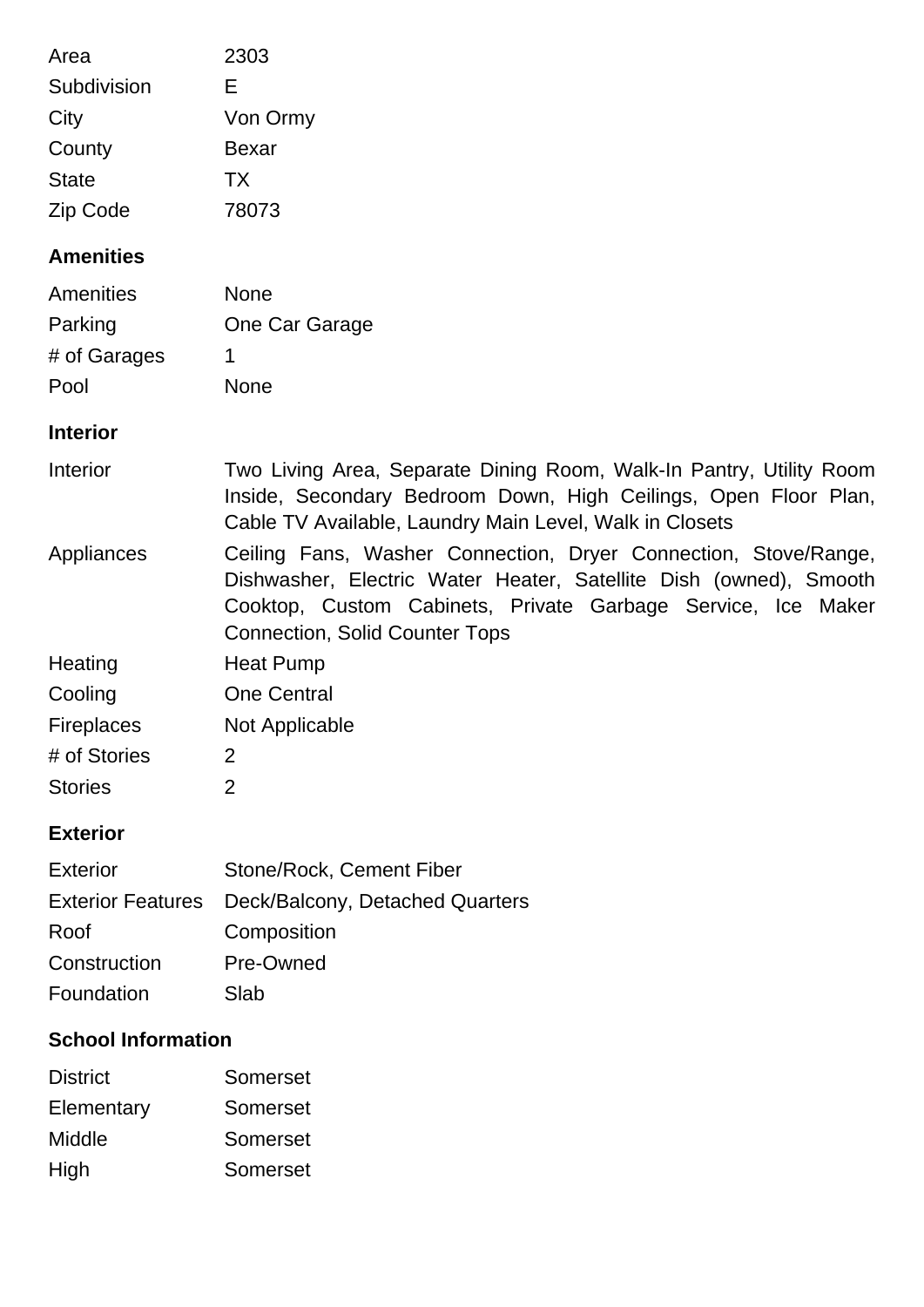| | |
|---|---|
| Area | 2303 |
| Subdivision | E |
| City | Von Ormy |
| County | Bexar |
| State | TX |
| Zip Code | 78073 |

## Amenities

| | |
|---|---|
| Amenities | None |
| Parking | One Car Garage |
| # of Garages | 1 |
| Pool | None |

## Interior

| | |
|---|---|
| Interior | Two Living Area, Separate Dining Room, Walk-In Pantry, Utility Room Inside, Secondary Bedroom Down, High Ceilings, Open Floor Plan, Cable TV Available, Laundry Main Level, Walk in Closets |
| Appliances | Ceiling Fans, Washer Connection, Dryer Connection, Stove/Range, Dishwasher, Electric Water Heater, Satellite Dish (owned), Smooth Cooktop, Custom Cabinets, Private Garbage Service, Ice Maker Connection, Solid Counter Tops |
| Heating | Heat Pump |
| Cooling | One Central |
| Fireplaces | Not Applicable |
| # of Stories | 2 |
| Stories | 2 |

## Exterior

| | |
|---|---|
| Exterior | Stone/Rock, Cement Fiber |
| Exterior Features | Deck/Balcony, Detached Quarters |
| Roof | Composition |
| Construction | Pre-Owned |
| Foundation | Slab |

## School Information

| | |
|---|---|
| District | Somerset |
| Elementary | Somerset |
| Middle | Somerset |
| High | Somerset |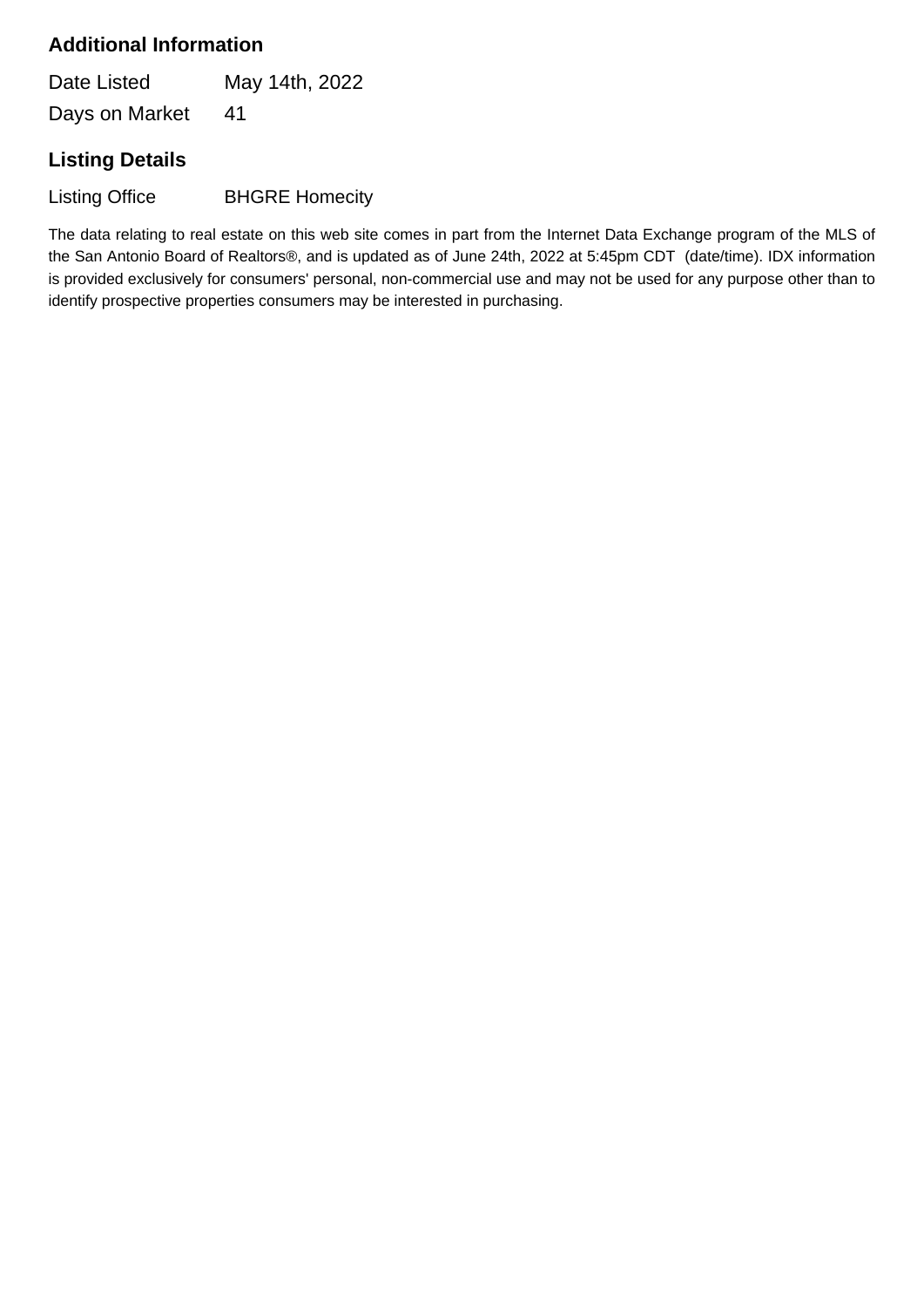### Additional Information

| | |
|---|---|
| Date Listed | May 14th, 2022 |
| Days on Market | 41 |

### Listing Details

| | |
|---|---|
| Listing Office | BHGRE Homecity |

The data relating to real estate on this web site comes in part from the Internet Data Exchange program of the MLS of the San Antonio Board of Realtors®, and is updated as of June 24th, 2022 at 5:45pm CDT (date/time). IDX information is provided exclusively for consumers' personal, non-commercial use and may not be used for any purpose other than to identify prospective properties consumers may be interested in purchasing.